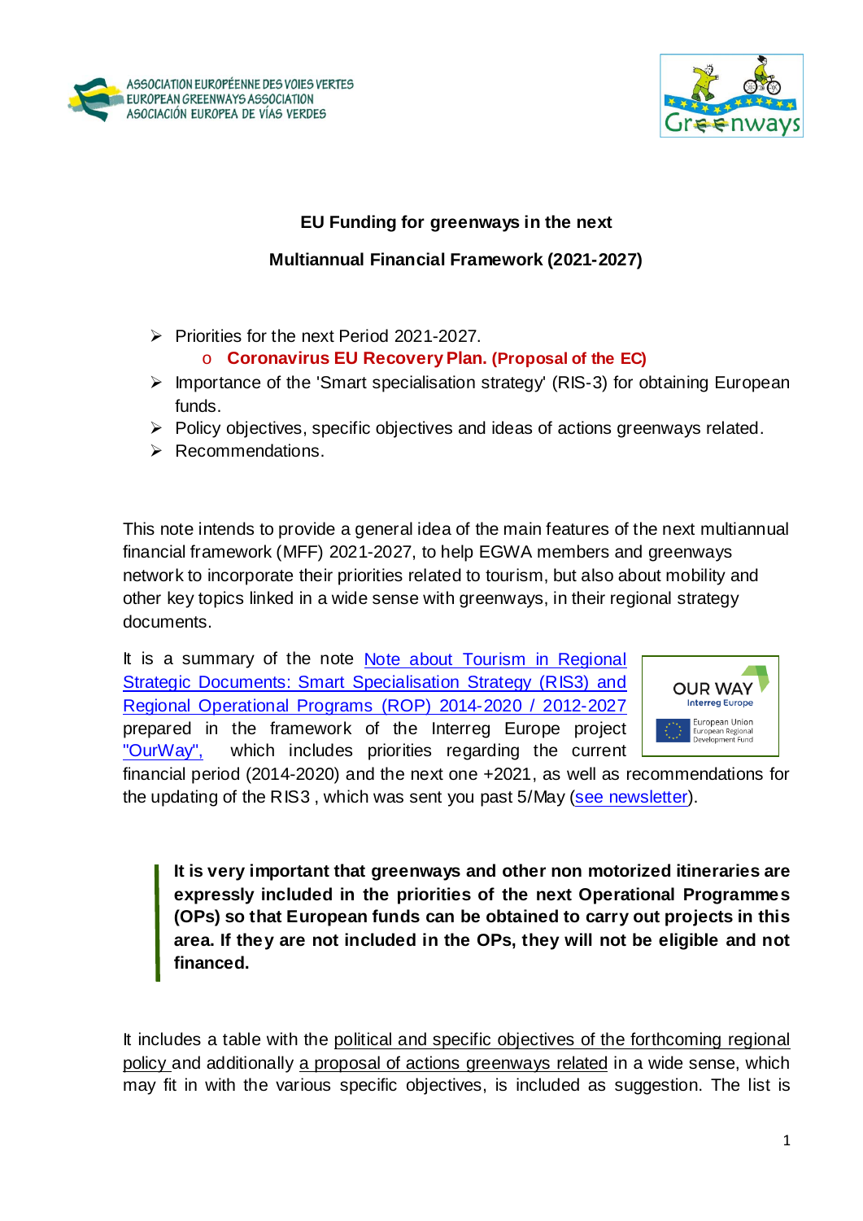**EU Funding for greenways in the next**

**Multiannual Financial Framework (2021-2027)**

- Priorities for the next Period 2021-2027.
  - **Coronavirus EU Recovery Plan. (Proposal of the EC)**
- Importance of the 'Smart specialisation strategy' (RIS-3) for obtaining European funds.
- Policy objectives, specific objectives and ideas of actions greenways related.
- Recommendations.

This note intends to provide a general idea of the main features of the next multiannual financial framework (MFF) 2021-2027, to help EGWA members and greenways network to incorporate their priorities related to tourism, but also about mobility and other key topics linked in a wide sense with greenways, in their regional strategy documents.

It is a summary of the note Note about Tourism in Regional Strategic Documents: Smart Specialisation Strategy (RIS3) and Regional Operational Programs (ROP) 2014-2020 / 2012-2027 prepared in the framework of the Interreg Europe project "OurWay", which includes priorities regarding the current financial period (2014-2020) and the next one +2021, as well as recommendations for the updating of the RIS3 , which was sent you past 5/May (see newsletter).

> **It is very important that greenways and other non motorized itineraries are expressly included in the priorities of the next Operational Programmes (OPs) so that European funds can be obtained to carry out projects in this area. If they are not included in the OPs, they will not be eligible and not financed.**

It includes a table with the political and specific objectives of the forthcoming regional policy and additionally a proposal of actions greenways related in a wide sense, which may fit in with the various specific objectives, is included as suggestion. The list is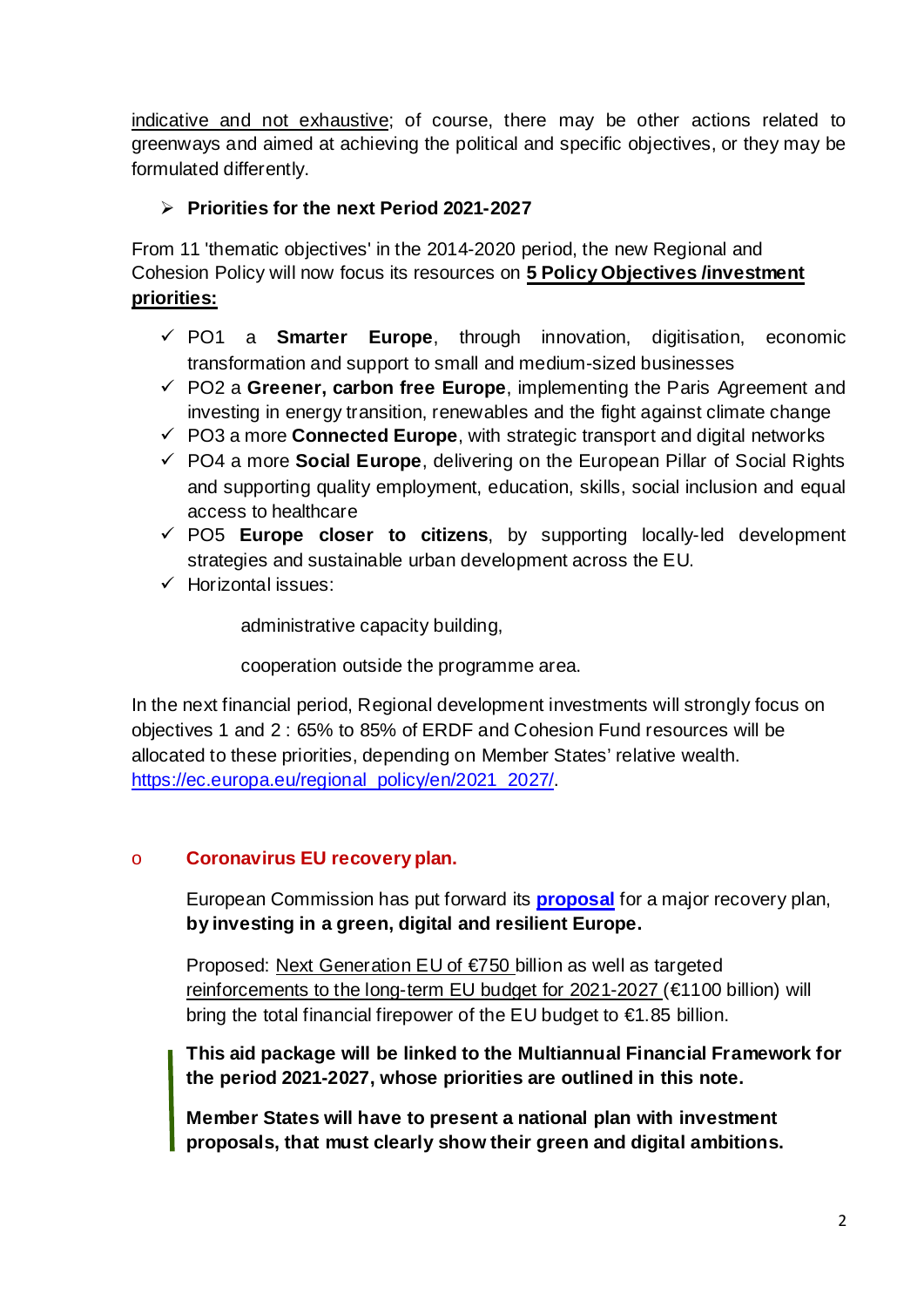indicative and not exhaustive; of course, there may be other actions related to greenways and aimed at achieving the political and specific objectives, or they may be formulated differently.

- **Priorities for the next Period 2021-2027**

From 11 'thematic objectives' in the 2014-2020 period, the new Regional and Cohesion Policy will now focus its resources on **5 Policy Objectives /investment priorities:**

- ✓ PO1 a **Smarter Europe**, through innovation, digitisation, economic transformation and support to small and medium-sized businesses
- ✓ PO2 a **Greener, carbon free Europe**, implementing the Paris Agreement and investing in energy transition, renewables and the fight against climate change
- ✓ PO3 a more **Connected Europe**, with strategic transport and digital networks
- ✓ PO4 a more **Social Europe**, delivering on the European Pillar of Social Rights and supporting quality employment, education, skills, social inclusion and equal access to healthcare
- ✓ PO5 **Europe closer to citizens**, by supporting locally-led development strategies and sustainable urban development across the EU.
- ✓ Horizontal issues:

  administrative capacity building,

  cooperation outside the programme area.

In the next financial period, Regional development investments will strongly focus on objectives 1 and 2 : 65% to 85% of ERDF and Cohesion Fund resources will be allocated to these priorities, depending on Member States' relative wealth. https://ec.europa.eu/regional_policy/en/2021_2027/.

- **Coronavirus EU recovery plan.**

  European Commission has put forward its **proposal** for a major recovery plan, **by investing in a green, digital and resilient Europe.**

  Proposed: Next Generation EU of €750 billion as well as targeted reinforcements to the long-term EU budget for 2021-2027 (€1100 billion) will bring the total financial firepower of the EU budget to €1.85 billion.

  **This aid package will be linked to the Multiannual Financial Framework for the period 2021-2027, whose priorities are outlined in this note.**

  **Member States will have to present a national plan with investment proposals, that must clearly show their green and digital ambitions.**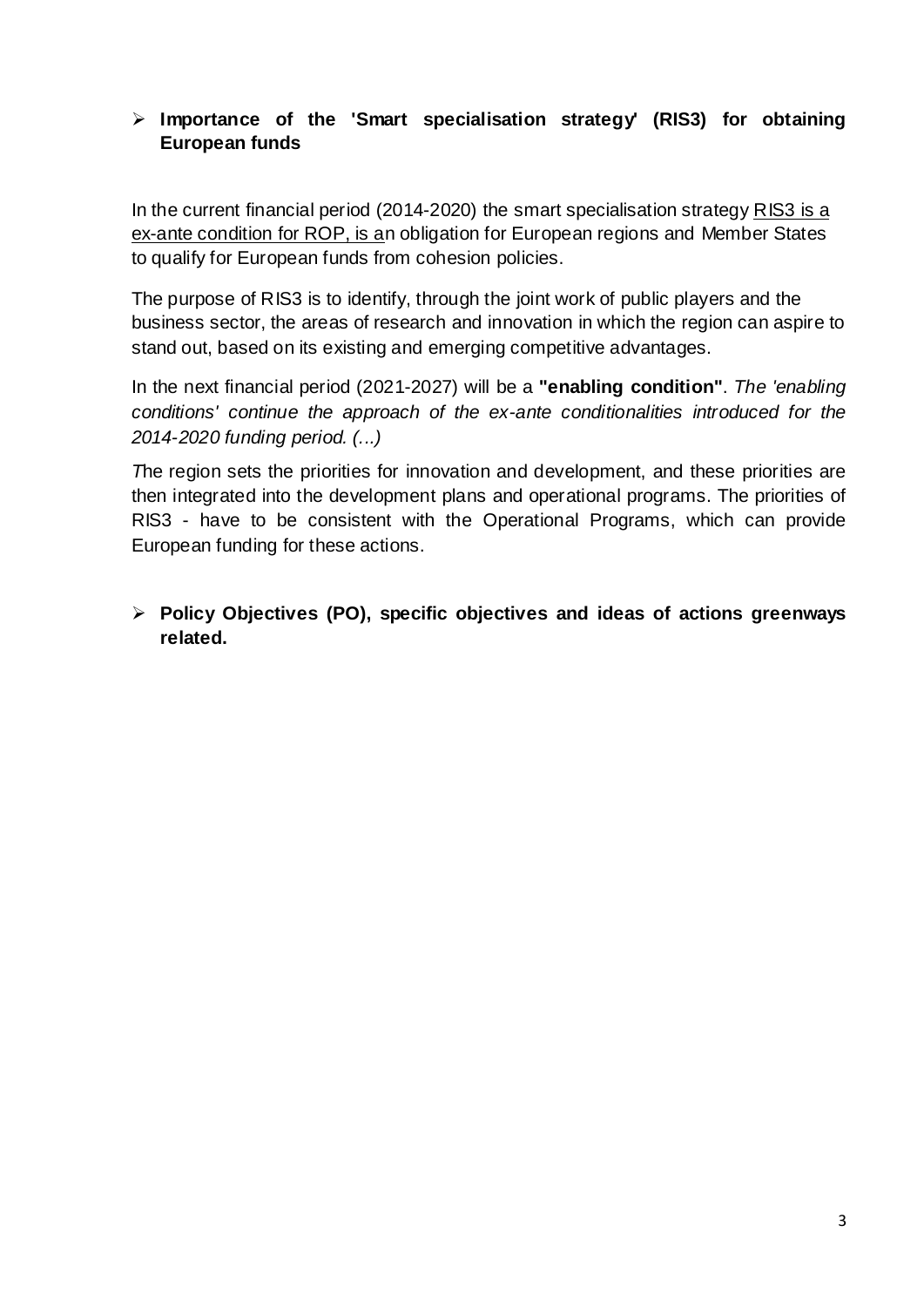- **Importance of the 'Smart specialisation strategy' (RIS3) for obtaining European funds**

In the current financial period (2014-2020) the smart specialisation strategy RIS3 is a ex-ante condition for ROP, is an obligation for European regions and Member States to qualify for European funds from cohesion policies.

The purpose of RIS3 is to identify, through the joint work of public players and the business sector, the areas of research and innovation in which the region can aspire to stand out, based on its existing and emerging competitive advantages.

In the next financial period (2021-2027) will be a **"enabling condition"**. *The 'enabling conditions' continue the approach of the ex-ante conditionalities introduced for the 2014-2020 funding period. (...)*

*T*he region sets the priorities for innovation and development, and these priorities are then integrated into the development plans and operational programs. The priorities of RIS3 - have to be consistent with the Operational Programs, which can provide European funding for these actions.

- **Policy Objectives (PO), specific objectives and ideas of actions greenways related.**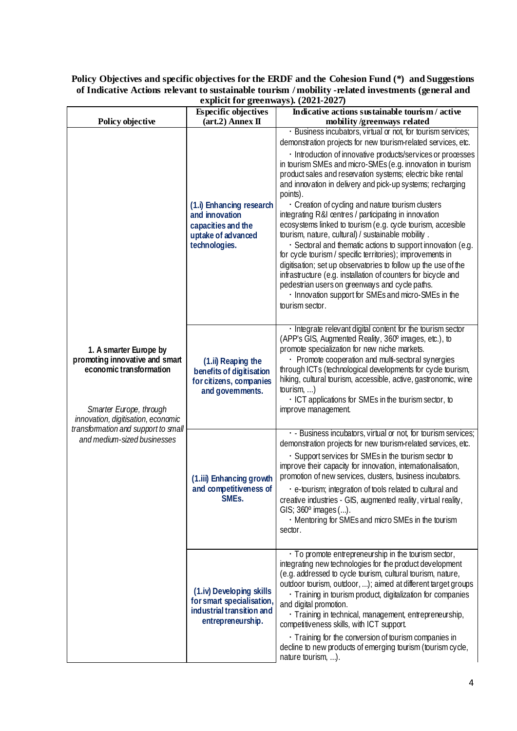**Policy Objectives and specific objectives for the ERDF and the Cohesion Fund (*) and Suggestions of Indicative Actions relevant to sustainable tourism / mobility -related investments (general and explicit for greenways). (2021-2027)**

| Policy objective | Especific objectives (art.2) Annex II | Indicative actions sustainable tourism / active mobility /greenways related |
|---|---|---|
| **1. A smarter Europe by promoting innovative and smart economic transformation**<br><br>*Smarter Europe, through innovation, digitisation, economic transformation and support to small and medium-sized businesses* | **(1.i) Enhancing research and innovation capacities and the uptake of advanced technologies.** | · Business incubators, virtual or not, for tourism services; demonstration projects for new tourism-related services, etc.<br>· Introduction of innovative products/services or processes in tourism SMEs and micro-SMEs (e.g. innovation in tourism product sales and reservation systems; electric bike rental and innovation in delivery and pick-up systems; recharging points).<br>· Creation of cycling and nature tourism clusters integrating R&I centres / participating in innovation ecosystems linked to tourism (e.g. cycle tourism, accesible tourism, nature, cultural) / sustainable mobility .<br>· Sectoral and thematic actions to support innovation (e.g. for cycle tourism / specific territories); improvements in digitisation; set up observatories to follow up the use of the infrastructure (e.g. installation of counters for bicycle and pedestrian users on greenways and cycle paths.<br>· Innovation support for SMEs and micro-SMEs in the tourism sector. |
| | **(1.ii) Reaping the benefits of digitisation for citizens, companies and governments.** | · Integrate relevant digital content for the tourism sector (APP's GIS, Augmented Reality, 360º images, etc.), to promote specialization for new niche markets.<br>· Promote cooperation and multi-sectoral synergies through ICTs (technological developments for cycle tourism, hiking, cultural tourism, accessible, active, gastronomic, wine tourism, ...)<br>· ICT applications for SMEs in the tourism sector, to improve management. |
| | **(1.iii) Enhancing growth and competitiveness of SMEs.** | · - Business incubators, virtual or not, for tourism services; demonstration projects for new tourism-related services, etc.<br>· Support services for SMEs in the tourism sector to improve their capacity for innovation, internationalisation, promotion of new services, clusters, business incubators.<br>· e-tourism; integration of tools related to cultural and creative industries - GIS, augmented reality, virtual reality, GIS; 360º images (...).<br>· Mentoring for SMEs and micro SMEs in the tourism sector. |
| | **(1.iv) Developing skills for smart specialisation, industrial transition and entrepreneurship.** | · To promote entrepreneurship in the tourism sector, integrating new technologies for the product development (e.g. addressed to cycle tourism, cultural tourism, nature, outdoor tourism, outdoor, ...); aimed at different target groups<br>· Training in tourism product, digitalization for companies and digital promotion.<br>· Training in technical, management, entrepreneurship, competitiveness skills, with ICT support.<br>· Training for the conversion of tourism companies in decline to new products of emerging tourism (tourism cycle, nature tourism, ...). |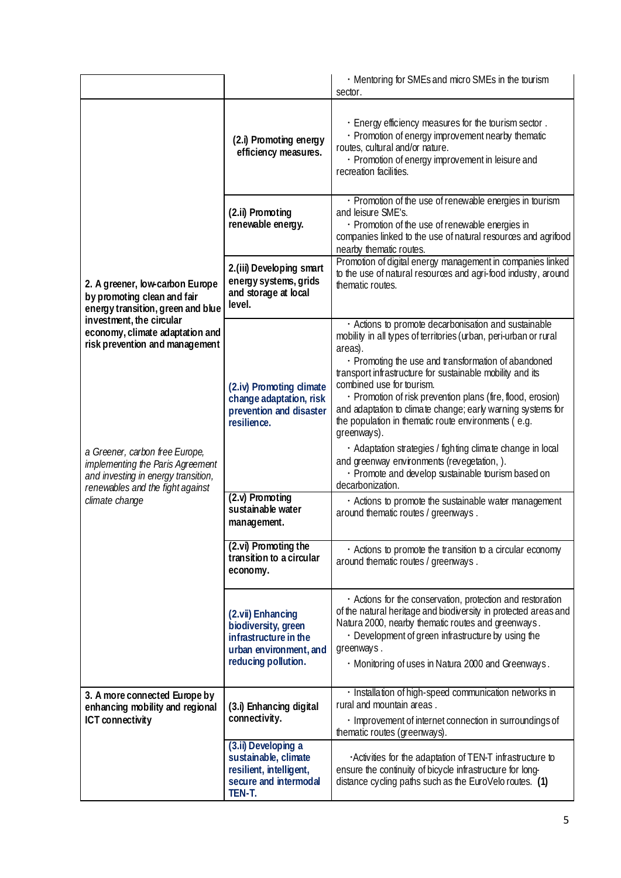| | | |
|---|---|---|
| | | · Mentoring for SMEs and micro SMEs in the tourism sector. |
| **2. A greener, low-carbon Europe by promoting clean and fair energy transition, green and blue investment, the circular economy, climate adaptation and risk prevention and management**<br><br>*a Greener, carbon free Europe, implementing the Paris Agreement and investing in energy transition, renewables and the fight against climate change* | **(2.i) Promoting energy efficiency measures.** | · Energy efficiency measures for the tourism sector .<br>· Promotion of energy improvement nearby thematic routes, cultural and/or nature.<br>· Promotion of energy improvement in leisure and recreation facilities. |
| | **(2.ii) Promoting renewable energy.** | · Promotion of the use of renewable energies in tourism and leisure SME's.<br>· Promotion of the use of renewable energies in companies linked to the use of natural resources and agrifood nearby thematic routes. |
| | **2.(iii) Developing smart energy systems, grids and storage at local level.** | Promotion of digital energy management in companies linked to the use of natural resources and agri-food industry, around thematic routes. |
| | **(2.iv) Promoting climate change adaptation, risk prevention and disaster resilience.** | · Actions to promote decarbonisation and sustainable mobility in all types of territories (urban, peri-urban or rural areas).<br>· Promoting the use and transformation of abandoned transport infrastructure for sustainable mobility and its combined use for tourism.<br>· Promotion of risk prevention plans (fire, flood, erosion) and adaptation to climate change; early warning systems for the population in thematic route environments ( e.g. greenways).<br>· Adaptation strategies / fighting climate change in local and greenway environments (revegetation, ).<br>· Promote and develop sustainable tourism based on decarbonization. |
| | **(2.v) Promoting sustainable water management.** | · Actions to promote the sustainable water management around thematic routes / greenways . |
| | **(2.vi) Promoting the transition to a circular economy.** | · Actions to promote the transition to a circular economy around thematic routes / greenways . |
| | **(2.vii) Enhancing biodiversity, green infrastructure in the urban environment, and reducing pollution.** | · Actions for the conservation, protection and restoration of the natural heritage and biodiversity in protected areas and Natura 2000, nearby thematic routes and greenways.<br>· Development of green infrastructure by using the greenways .<br>· Monitoring of uses in Natura 2000 and Greenways. |
| **3. A more connected Europe by enhancing mobility and regional ICT connectivity** | **(3.i) Enhancing digital connectivity.** | · Installation of high-speed communication networks in rural and mountain areas .<br>· Improvement of internet connection in surroundings of thematic routes (greenways). |
| | **(3.ii) Developing a sustainable, climate resilient, intelligent, secure and intermodal TEN-T.** | ·Activities for the adaptation of TEN-T infrastructure to ensure the continuity of bicycle infrastructure for long-distance cycling paths such as the EuroVelo routes. **(1)** |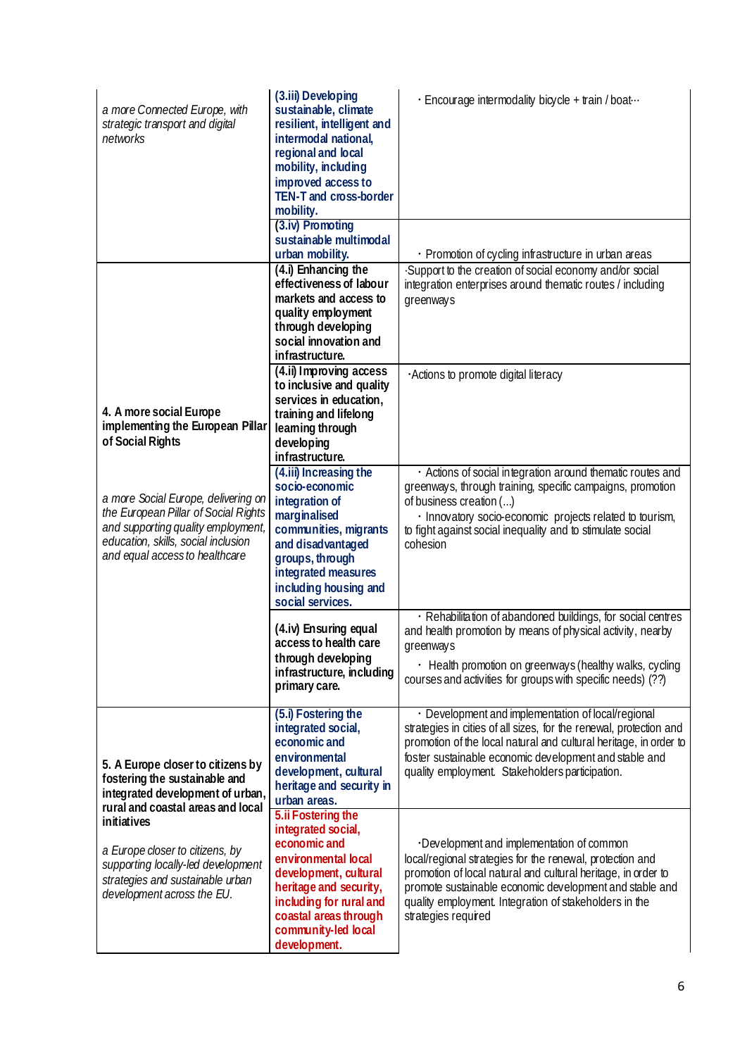| | | |
|---|---|---|
| *a more Connected Europe, with strategic transport and digital networks* | **(3.iii) Developing sustainable, climate resilient, intelligent and intermodal national, regional and local mobility, including improved access to TEN-T and cross-border mobility.** | · Encourage intermodality bicycle + train / boat··· |
| | **(3.iv) Promoting sustainable multimodal urban mobility.** | · Promotion of cycling infrastructure in urban areas |
| **4. A more social Europe implementing the European Pillar of Social Rights**<br><br>*a more Social Europe, delivering on the European Pillar of Social Rights and supporting quality employment, education, skills, social inclusion and equal access to healthcare* | **(4.i) Enhancing the effectiveness of labour markets and access to quality employment through developing social innovation and infrastructure.** | ·Support to the creation of social economy and/or social integration enterprises around thematic routes / including greenways |
| | **(4.ii) Improving access to inclusive and quality services in education, training and lifelong learning through developing infrastructure.** | ·Actions to promote digital literacy |
| | **(4.iii) Increasing the socio-economic integration of marginalised communities, migrants and disadvantaged groups, through integrated measures including housing and social services.** | · Actions of social integration around thematic routes and greenways, through training, specific campaigns, promotion of business creation (...)<br>· Innovatory socio-economic projects related to tourism, to fight against social inequality and to stimulate social cohesion |
| | **(4.iv) Ensuring equal access to health care through developing infrastructure, including primary care.** | · Rehabilitation of abandoned buildings, for social centres and health promotion by means of physical activity, nearby greenways<br>· Health promotion on greenways (healthy walks, cycling courses and activities for groups with specific needs) (??) |
| **5. A Europe closer to citizens by fostering the sustainable and integrated development of urban, rural and coastal areas and local initiatives**<br><br>*a Europe closer to citizens, by supporting locally-led development strategies and sustainable urban development across the EU.* | **(5.i) Fostering the integrated social, economic and environmental development, cultural heritage and security in urban areas.** | · Development and implementation of local/regional strategies in cities of all sizes, for the renewal, protection and promotion of the local natural and cultural heritage, in order to foster sustainable economic development and stable and quality employment. Stakeholders participation. |
| | **5.ii Fostering the integrated social, economic and environmental local development, cultural heritage and security, including for rural and coastal areas through community-led local development.** | ·Development and implementation of common local/regional strategies for the renewal, protection and promotion of local natural and cultural heritage, in order to promote sustainable economic development and stable and quality employment. Integration of stakeholders in the strategies required |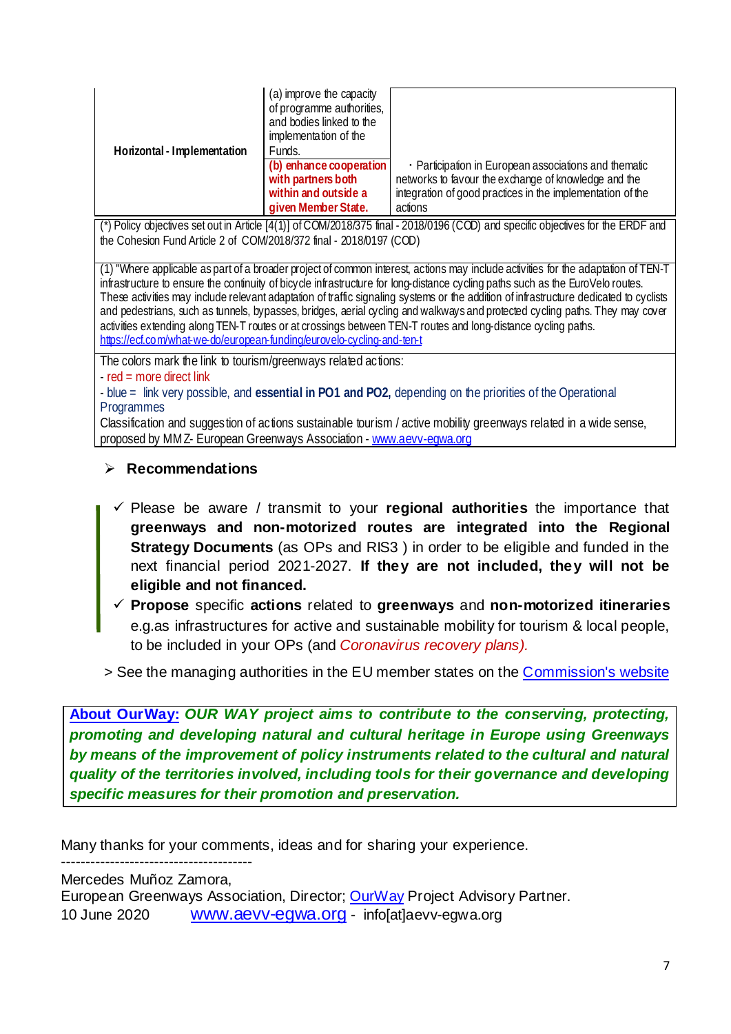| | | |
|---|---|---|
| **Horizontal - Implementation** | (a) improve the capacity of programme authorities, and bodies linked to the implementation of the Funds. | |
| | **(b) enhance cooperation with partners both within and outside a given Member State.** | · Participation in European associations and thematic networks to favour the exchange of knowledge and the integration of good practices in the implementation of the actions |

(*) Policy objectives set out in Article [4(1)] of COM/2018/375 final - 2018/0196 (COD) and specific objectives for the ERDF and the Cohesion Fund Article 2 of COM/2018/372 final - 2018/0197 (COD)

(1) "Where applicable as part of a broader project of common interest, actions may include activities for the adaptation of TEN-T infrastructure to ensure the continuity of bicycle infrastructure for long-distance cycling paths such as the EuroVelo routes. These activities may include relevant adaptation of traffic signaling systems or the addition of infrastructure dedicated to cyclists and pedestrians, such as tunnels, bypasses, bridges, aerial cycling and walkways and protected cycling paths. They may cover activities extending along TEN-T routes or at crossings between TEN-T routes and long-distance cycling paths.
https://ecf.com/what-we-do/european-funding/eurovelo-cycling-and-ten-t

The colors mark the link to tourism/greenways related actions:
- red = more direct link
- blue = link very possible, and **essential in PO1 and PO2,** depending on the priorities of the Operational Programmes
Classification and suggestion of actions sustainable tourism / active mobility greenways related in a wide sense, proposed by MMZ- European Greenways Association - www.aevv-egwa.org

- **Recommendations**

- ✓ Please be aware / transmit to your **regional authorities** the importance that **greenways and non-motorized routes are integrated into the Regional Strategy Documents** (as OPs and RIS3 ) in order to be eligible and funded in the next financial period 2021-2027. **If they are not included, they will not be eligible and not financed.**
- ✓ **Propose** specific **actions** related to **greenways** and **non-motorized itineraries** e.g.as infrastructures for active and sustainable mobility for tourism & local people, to be included in your OPs (and *Coronavirus recovery plans).*

> See the managing authorities in the EU member states on the Commission's website

**About OurWay:** ***OUR WAY project aims to contribute to the conserving, protecting, promoting and developing natural and cultural heritage in Europe using Greenways by means of the improvement of policy instruments related to the cultural and natural quality of the territories involved, including tools for their governance and developing specific measures for their promotion and preservation.***

Many thanks for your comments, ideas and for sharing your experience.

---------------------------------------

Mercedes Muñoz Zamora,
European Greenways Association, Director; OurWay Project Advisory Partner.
10 June 2020 www.aevv-egwa.org - info[at]aevv-egwa.org